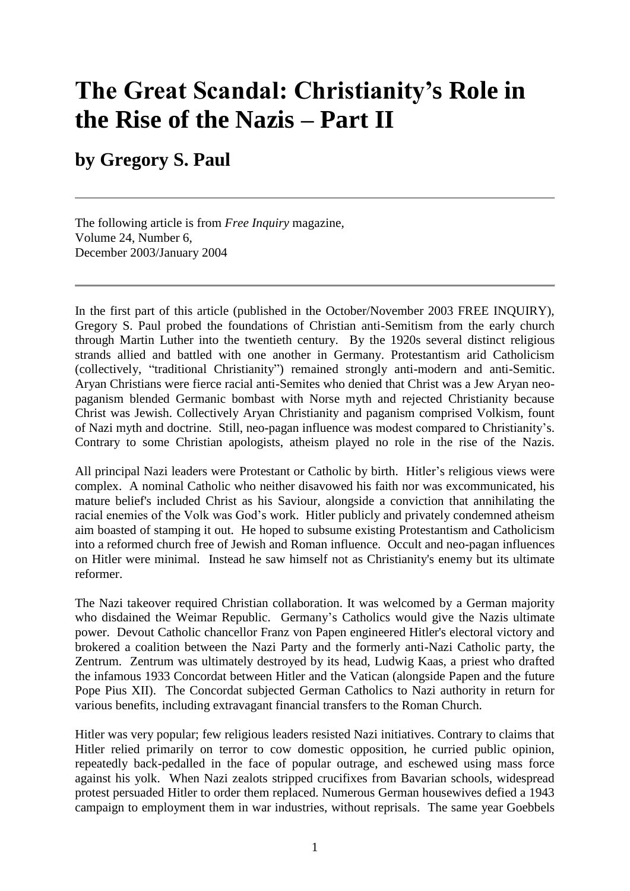# The Great Scandal: Christianity's Role in the Rise of the Nazis – Part II

## by Gregory S. Paul

---

The following article is from *Free Inquiry* magazine,
Volume 24, Number 6,
December 2003/January 2004

---

In the first part of this article (published in the October/November 2003 FREE INQUIRY), Gregory S. Paul probed the foundations of Christian anti-Semitism from the early church through Martin Luther into the twentieth century. By the 1920s several distinct religious strands allied and battled with one another in Germany. Protestantism arid Catholicism (collectively, "traditional Christianity") remained strongly anti-modern and anti-Semitic. Aryan Christians were fierce racial anti-Semites who denied that Christ was a Jew Aryan neo-paganism blended Germanic bombast with Norse myth and rejected Christianity because Christ was Jewish. Collectively Aryan Christianity and paganism comprised Volkism, fount of Nazi myth and doctrine. Still, neo-pagan influence was modest compared to Christianity's. Contrary to some Christian apologists, atheism played no role in the rise of the Nazis.

All principal Nazi leaders were Protestant or Catholic by birth. Hitler's religious views were complex. A nominal Catholic who neither disavowed his faith nor was excommunicated, his mature belief's included Christ as his Saviour, alongside a conviction that annihilating the racial enemies of the Volk was God's work. Hitler publicly and privately condemned atheism aim boasted of stamping it out. He hoped to subsume existing Protestantism and Catholicism into a reformed church free of Jewish and Roman influence. Occult and neo-pagan influences on Hitler were minimal. Instead he saw himself not as Christianity's enemy but its ultimate reformer.

The Nazi takeover required Christian collaboration. It was welcomed by a German majority who disdained the Weimar Republic. Germany's Catholics would give the Nazis ultimate power. Devout Catholic chancellor Franz von Papen engineered Hitler's electoral victory and brokered a coalition between the Nazi Party and the formerly anti-Nazi Catholic party, the Zentrum. Zentrum was ultimately destroyed by its head, Ludwig Kaas, a priest who drafted the infamous 1933 Concordat between Hitler and the Vatican (alongside Papen and the future Pope Pius XII). The Concordat subjected German Catholics to Nazi authority in return for various benefits, including extravagant financial transfers to the Roman Church.

Hitler was very popular; few religious leaders resisted Nazi initiatives. Contrary to claims that Hitler relied primarily on terror to cow domestic opposition, he curried public opinion, repeatedly back-pedalled in the face of popular outrage, and eschewed using mass force against his yolk. When Nazi zealots stripped crucifixes from Bavarian schools, widespread protest persuaded Hitler to order them replaced. Numerous German housewives defied a 1943 campaign to employment them in war industries, without reprisals. The same year Goebbels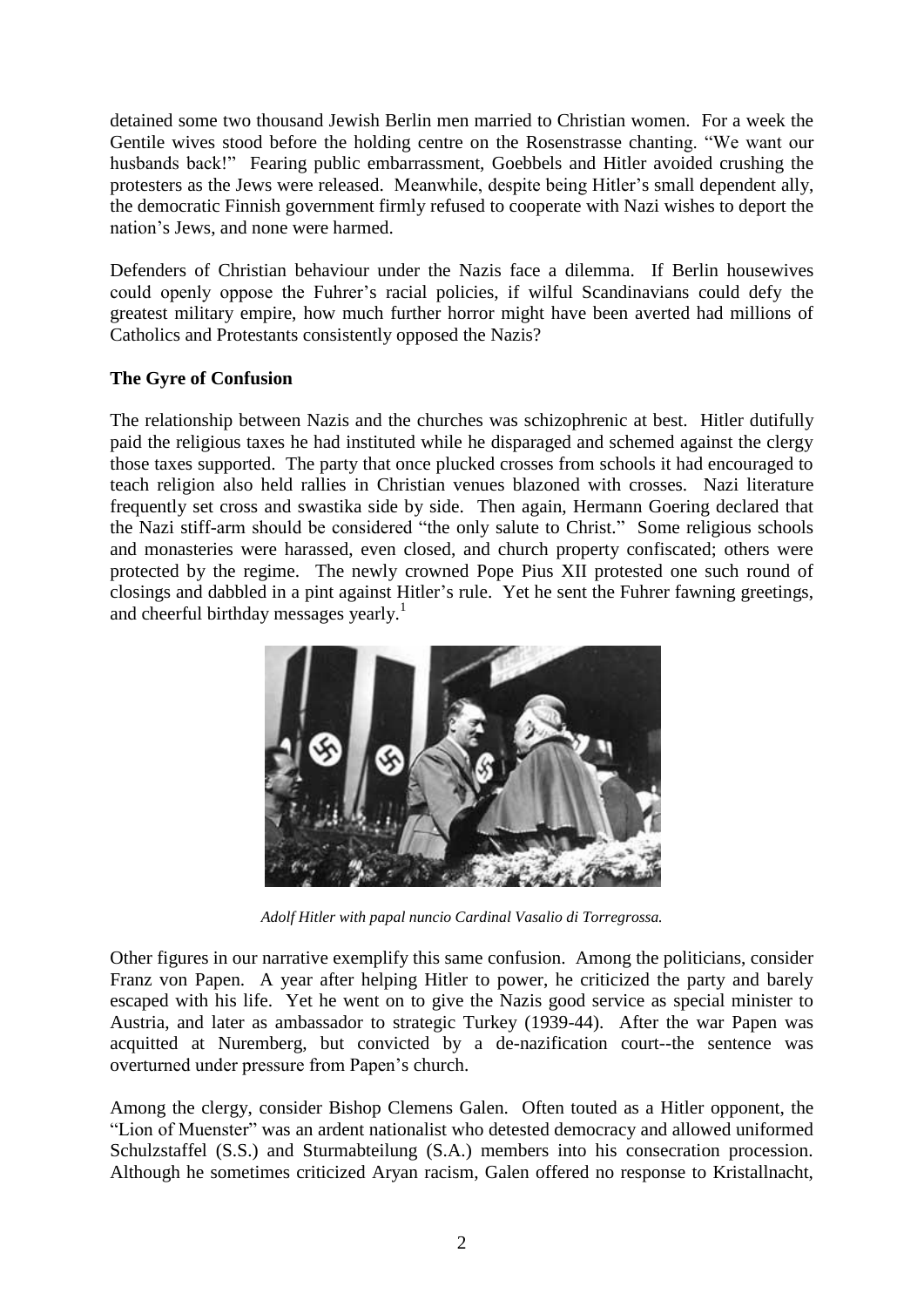detained some two thousand Jewish Berlin men married to Christian women. For a week the Gentile wives stood before the holding centre on the Rosenstrasse chanting. "We want our husbands back!" Fearing public embarrassment, Goebbels and Hitler avoided crushing the protesters as the Jews were released. Meanwhile, despite being Hitler's small dependent ally, the democratic Finnish government firmly refused to cooperate with Nazi wishes to deport the nation's Jews, and none were harmed.

Defenders of Christian behaviour under the Nazis face a dilemma. If Berlin housewives could openly oppose the Fuhrer's racial policies, if wilful Scandinavians could defy the greatest military empire, how much further horror might have been averted had millions of Catholics and Protestants consistently opposed the Nazis?

**The Gyre of Confusion**

The relationship between Nazis and the churches was schizophrenic at best. Hitler dutifully paid the religious taxes he had instituted while he disparaged and schemed against the clergy those taxes supported. The party that once plucked crosses from schools it had encouraged to teach religion also held rallies in Christian venues blazoned with crosses. Nazi literature frequently set cross and swastika side by side. Then again, Hermann Goering declared that the Nazi stiff-arm should be considered "the only salute to Christ." Some religious schools and monasteries were harassed, even closed, and church property confiscated; others were protected by the regime. The newly crowned Pope Pius XII protested one such round of closings and dabbled in a pint against Hitler's rule. Yet he sent the Fuhrer fawning greetings, and cheerful birthday messages yearly.[1]

*Adolf Hitler with papal nuncio Cardinal Vasalio di Torregrossa.*

Other figures in our narrative exemplify this same confusion. Among the politicians, consider Franz von Papen. A year after helping Hitler to power, he criticized the party and barely escaped with his life. Yet he went on to give the Nazis good service as special minister to Austria, and later as ambassador to strategic Turkey (1939-44). After the war Papen was acquitted at Nuremberg, but convicted by a de-nazification court--the sentence was overturned under pressure from Papen's church.

Among the clergy, consider Bishop Clemens Galen. Often touted as a Hitler opponent, the "Lion of Muenster" was an ardent nationalist who detested democracy and allowed uniformed Schulzstaffel (S.S.) and Sturmabteilung (S.A.) members into his consecration procession. Although he sometimes criticized Aryan racism, Galen offered no response to Kristallnacht,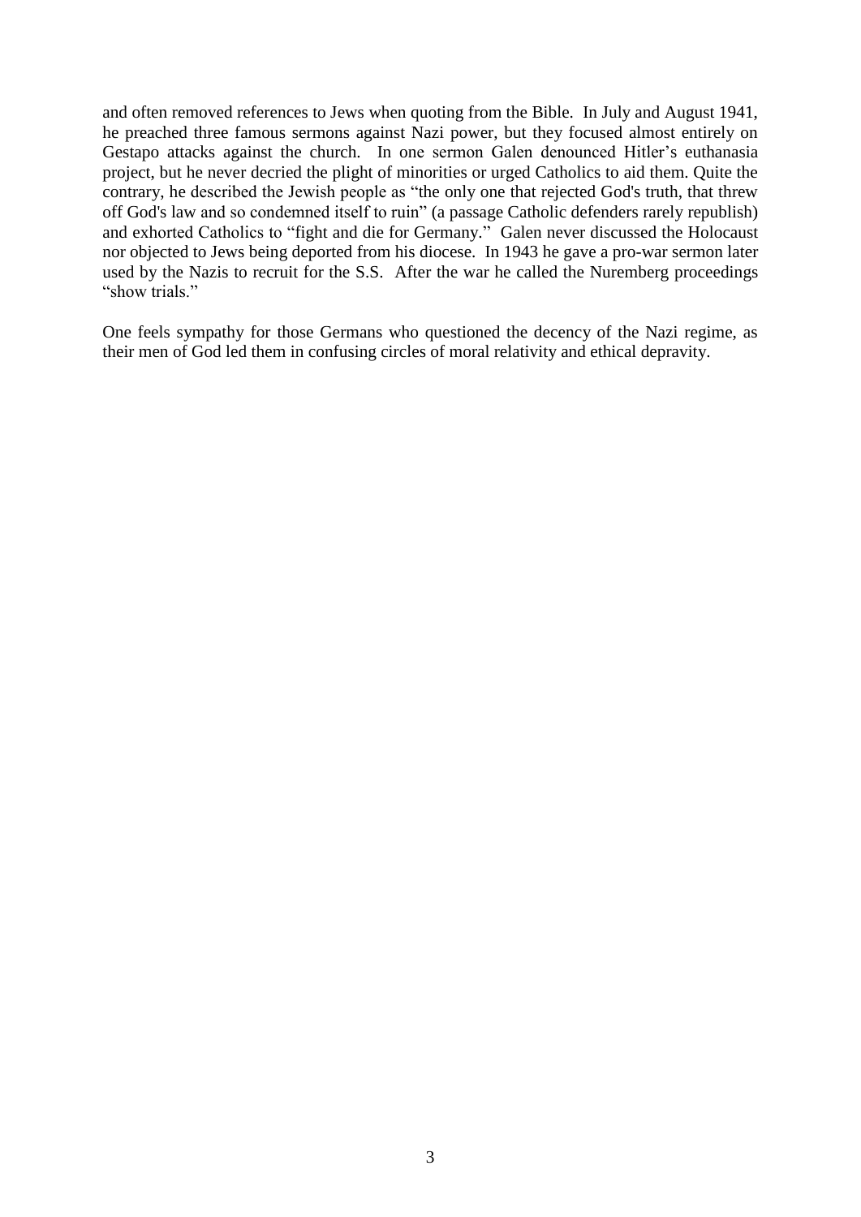and often removed references to Jews when quoting from the Bible. In July and August 1941, he preached three famous sermons against Nazi power, but they focused almost entirely on Gestapo attacks against the church. In one sermon Galen denounced Hitler's euthanasia project, but he never decried the plight of minorities or urged Catholics to aid them. Quite the contrary, he described the Jewish people as "the only one that rejected God's truth, that threw off God's law and so condemned itself to ruin" (a passage Catholic defenders rarely republish) and exhorted Catholics to "fight and die for Germany." Galen never discussed the Holocaust nor objected to Jews being deported from his diocese. In 1943 he gave a pro-war sermon later used by the Nazis to recruit for the S.S. After the war he called the Nuremberg proceedings "show trials."

One feels sympathy for those Germans who questioned the decency of the Nazi regime, as their men of God led them in confusing circles of moral relativity and ethical depravity.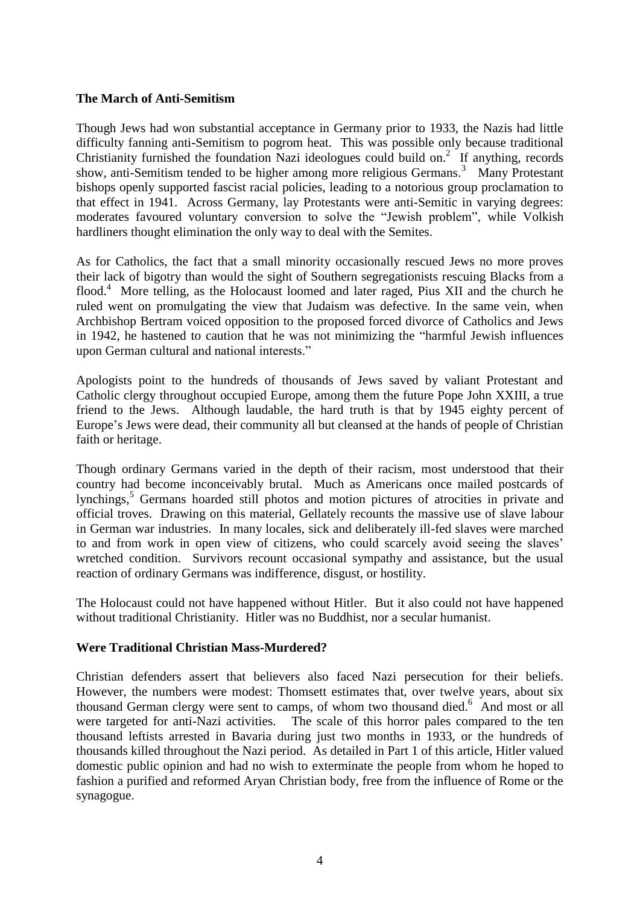**The March of Anti-Semitism**

Though Jews had won substantial acceptance in Germany prior to 1933, the Nazis had little difficulty fanning anti-Semitism to pogrom heat. This was possible only because traditional Christianity furnished the foundation Nazi ideologues could build on.[2] If anything, records show, anti-Semitism tended to be higher among more religious Germans.[3] Many Protestant bishops openly supported fascist racial policies, leading to a notorious group proclamation to that effect in 1941. Across Germany, lay Protestants were anti-Semitic in varying degrees: moderates favoured voluntary conversion to solve the "Jewish problem", while Volkish hardliners thought elimination the only way to deal with the Semites.

As for Catholics, the fact that a small minority occasionally rescued Jews no more proves their lack of bigotry than would the sight of Southern segregationists rescuing Blacks from a flood.[4] More telling, as the Holocaust loomed and later raged, Pius XII and the church he ruled went on promulgating the view that Judaism was defective. In the same vein, when Archbishop Bertram voiced opposition to the proposed forced divorce of Catholics and Jews in 1942, he hastened to caution that he was not minimizing the "harmful Jewish influences upon German cultural and national interests."

Apologists point to the hundreds of thousands of Jews saved by valiant Protestant and Catholic clergy throughout occupied Europe, among them the future Pope John XXIII, a true friend to the Jews. Although laudable, the hard truth is that by 1945 eighty percent of Europe's Jews were dead, their community all but cleansed at the hands of people of Christian faith or heritage.

Though ordinary Germans varied in the depth of their racism, most understood that their country had become inconceivably brutal. Much as Americans once mailed postcards of lynchings,[5] Germans hoarded still photos and motion pictures of atrocities in private and official troves. Drawing on this material, Gellately recounts the massive use of slave labour in German war industries. In many locales, sick and deliberately ill-fed slaves were marched to and from work in open view of citizens, who could scarcely avoid seeing the slaves' wretched condition. Survivors recount occasional sympathy and assistance, but the usual reaction of ordinary Germans was indifference, disgust, or hostility.

The Holocaust could not have happened without Hitler. But it also could not have happened without traditional Christianity. Hitler was no Buddhist, nor a secular humanist.

**Were Traditional Christian Mass-Murdered?**

Christian defenders assert that believers also faced Nazi persecution for their beliefs. However, the numbers were modest: Thomsett estimates that, over twelve years, about six thousand German clergy were sent to camps, of whom two thousand died.[6] And most or all were targeted for anti-Nazi activities. The scale of this horror pales compared to the ten thousand leftists arrested in Bavaria during just two months in 1933, or the hundreds of thousands killed throughout the Nazi period. As detailed in Part 1 of this article, Hitler valued domestic public opinion and had no wish to exterminate the people from whom he hoped to fashion a purified and reformed Aryan Christian body, free from the influence of Rome or the synagogue.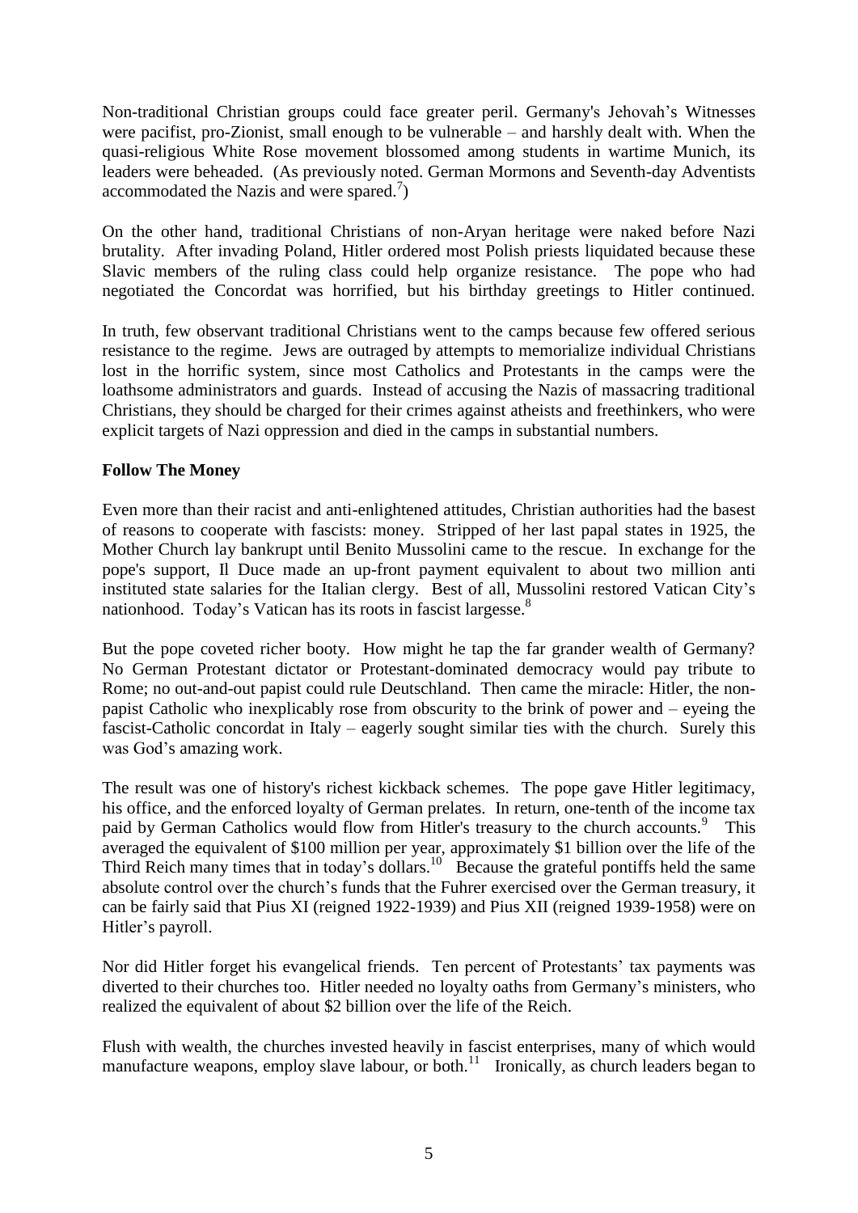Non-traditional Christian groups could face greater peril. Germany's Jehovah's Witnesses were pacifist, pro-Zionist, small enough to be vulnerable – and harshly dealt with. When the quasi-religious White Rose movement blossomed among students in wartime Munich, its leaders were beheaded. (As previously noted. German Mormons and Seventh-day Adventists accommodated the Nazis and were spared.[7])

On the other hand, traditional Christians of non-Aryan heritage were naked before Nazi brutality. After invading Poland, Hitler ordered most Polish priests liquidated because these Slavic members of the ruling class could help organize resistance. The pope who had negotiated the Concordat was horrified, but his birthday greetings to Hitler continued.

In truth, few observant traditional Christians went to the camps because few offered serious resistance to the regime. Jews are outraged by attempts to memorialize individual Christians lost in the horrific system, since most Catholics and Protestants in the camps were the loathsome administrators and guards. Instead of accusing the Nazis of massacring traditional Christians, they should be charged for their crimes against atheists and freethinkers, who were explicit targets of Nazi oppression and died in the camps in substantial numbers.

**Follow The Money**

Even more than their racist and anti-enlightened attitudes, Christian authorities had the basest of reasons to cooperate with fascists: money. Stripped of her last papal states in 1925, the Mother Church lay bankrupt until Benito Mussolini came to the rescue. In exchange for the pope's support, Il Duce made an up-front payment equivalent to about two million anti instituted state salaries for the Italian clergy. Best of all, Mussolini restored Vatican City's nationhood. Today's Vatican has its roots in fascist largesse.[8]

But the pope coveted richer booty. How might he tap the far grander wealth of Germany? No German Protestant dictator or Protestant-dominated democracy would pay tribute to Rome; no out-and-out papist could rule Deutschland. Then came the miracle: Hitler, the non-papist Catholic who inexplicably rose from obscurity to the brink of power and – eyeing the fascist-Catholic concordat in Italy – eagerly sought similar ties with the church. Surely this was God's amazing work.

The result was one of history's richest kickback schemes. The pope gave Hitler legitimacy, his office, and the enforced loyalty of German prelates. In return, one-tenth of the income tax paid by German Catholics would flow from Hitler's treasury to the church accounts.[9] This averaged the equivalent of $100 million per year, approximately $1 billion over the life of the Third Reich many times that in today's dollars.[10] Because the grateful pontiffs held the same absolute control over the church's funds that the Fuhrer exercised over the German treasury, it can be fairly said that Pius XI (reigned 1922-1939) and Pius XII (reigned 1939-1958) were on Hitler's payroll.

Nor did Hitler forget his evangelical friends. Ten percent of Protestants' tax payments was diverted to their churches too. Hitler needed no loyalty oaths from Germany's ministers, who realized the equivalent of about $2 billion over the life of the Reich.

Flush with wealth, the churches invested heavily in fascist enterprises, many of which would manufacture weapons, employ slave labour, or both.[11] Ironically, as church leaders began to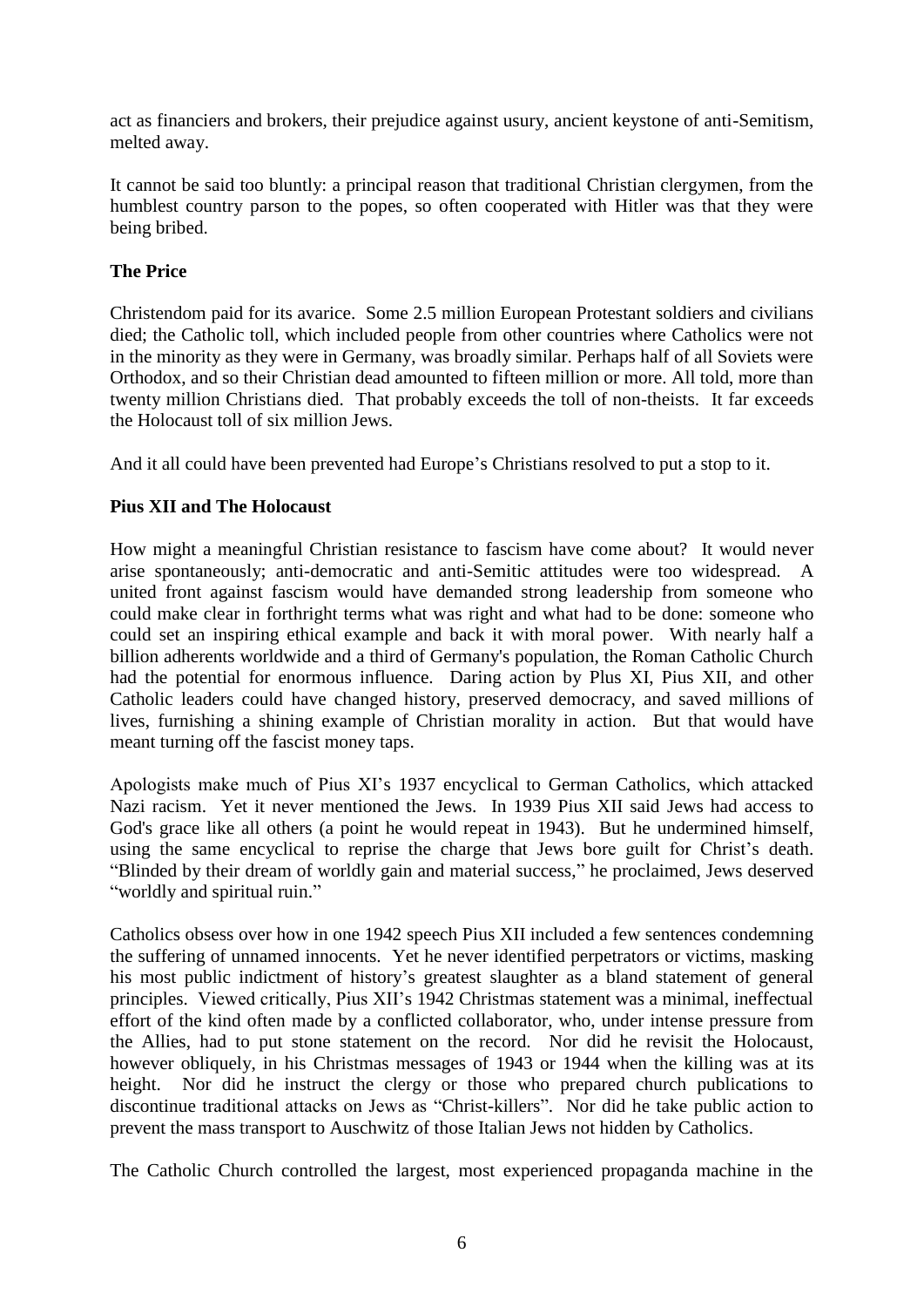act as financiers and brokers, their prejudice against usury, ancient keystone of anti-Semitism, melted away.

It cannot be said too bluntly: a principal reason that traditional Christian clergymen, from the humblest country parson to the popes, so often cooperated with Hitler was that they were being bribed.

**The Price**

Christendom paid for its avarice. Some 2.5 million European Protestant soldiers and civilians died; the Catholic toll, which included people from other countries where Catholics were not in the minority as they were in Germany, was broadly similar. Perhaps half of all Soviets were Orthodox, and so their Christian dead amounted to fifteen million or more. All told, more than twenty million Christians died. That probably exceeds the toll of non-theists. It far exceeds the Holocaust toll of six million Jews.

And it all could have been prevented had Europe's Christians resolved to put a stop to it.

**Pius XII and The Holocaust**

How might a meaningful Christian resistance to fascism have come about? It would never arise spontaneously; anti-democratic and anti-Semitic attitudes were too widespread. A united front against fascism would have demanded strong leadership from someone who could make clear in forthright terms what was right and what had to be done: someone who could set an inspiring ethical example and back it with moral power. With nearly half a billion adherents worldwide and a third of Germany's population, the Roman Catholic Church had the potential for enormous influence. Daring action by Plus XI, Pius XII, and other Catholic leaders could have changed history, preserved democracy, and saved millions of lives, furnishing a shining example of Christian morality in action. But that would have meant turning off the fascist money taps.

Apologists make much of Pius XI's 1937 encyclical to German Catholics, which attacked Nazi racism. Yet it never mentioned the Jews. In 1939 Pius XII said Jews had access to God's grace like all others (a point he would repeat in 1943). But he undermined himself, using the same encyclical to reprise the charge that Jews bore guilt for Christ's death. "Blinded by their dream of worldly gain and material success," he proclaimed, Jews deserved "worldly and spiritual ruin."

Catholics obsess over how in one 1942 speech Pius XII included a few sentences condemning the suffering of unnamed innocents. Yet he never identified perpetrators or victims, masking his most public indictment of history's greatest slaughter as a bland statement of general principles. Viewed critically, Pius XII's 1942 Christmas statement was a minimal, ineffectual effort of the kind often made by a conflicted collaborator, who, under intense pressure from the Allies, had to put stone statement on the record. Nor did he revisit the Holocaust, however obliquely, in his Christmas messages of 1943 or 1944 when the killing was at its height. Nor did he instruct the clergy or those who prepared church publications to discontinue traditional attacks on Jews as "Christ-killers". Nor did he take public action to prevent the mass transport to Auschwitz of those Italian Jews not hidden by Catholics.

The Catholic Church controlled the largest, most experienced propaganda machine in the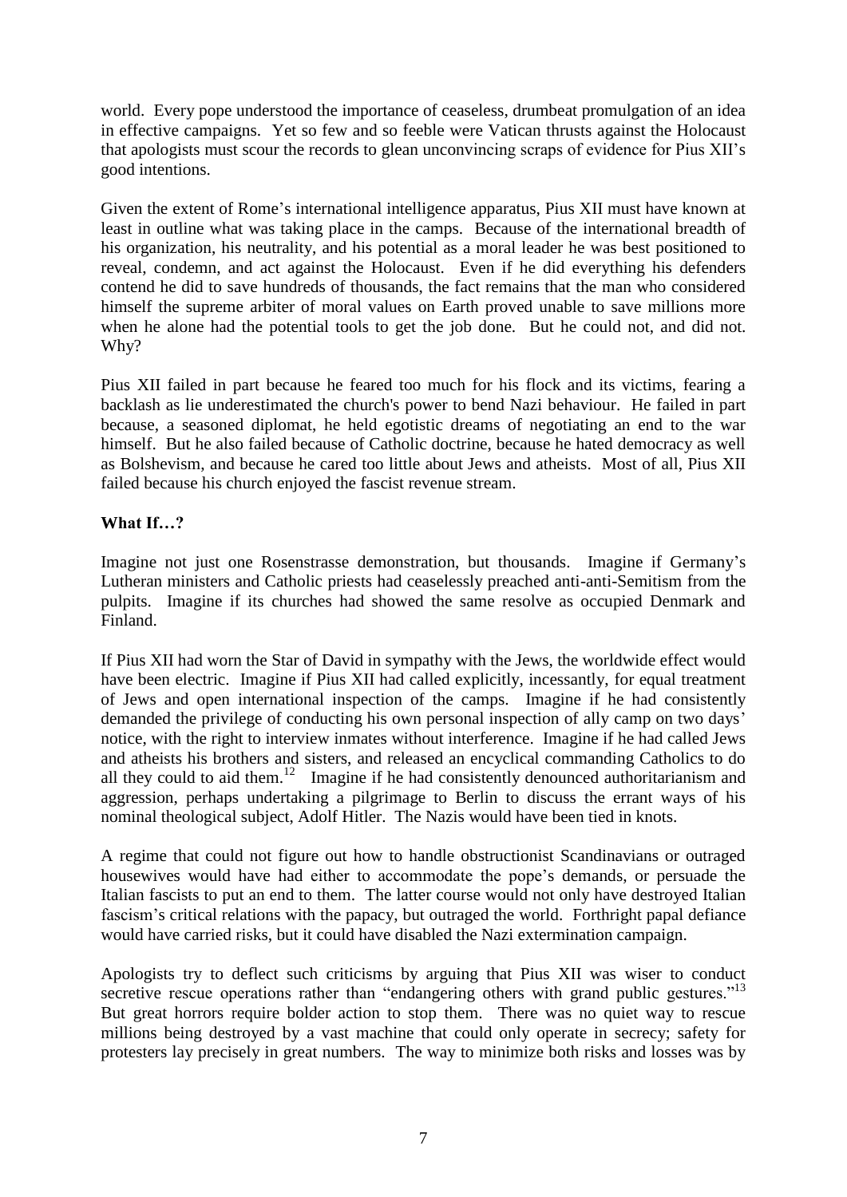world. Every pope understood the importance of ceaseless, drumbeat promulgation of an idea in effective campaigns. Yet so few and so feeble were Vatican thrusts against the Holocaust that apologists must scour the records to glean unconvincing scraps of evidence for Pius XII's good intentions.

Given the extent of Rome's international intelligence apparatus, Pius XII must have known at least in outline what was taking place in the camps. Because of the international breadth of his organization, his neutrality, and his potential as a moral leader he was best positioned to reveal, condemn, and act against the Holocaust. Even if he did everything his defenders contend he did to save hundreds of thousands, the fact remains that the man who considered himself the supreme arbiter of moral values on Earth proved unable to save millions more when he alone had the potential tools to get the job done. But he could not, and did not. Why?

Pius XII failed in part because he feared too much for his flock and its victims, fearing a backlash as lie underestimated the church's power to bend Nazi behaviour. He failed in part because, a seasoned diplomat, he held egotistic dreams of negotiating an end to the war himself. But he also failed because of Catholic doctrine, because he hated democracy as well as Bolshevism, and because he cared too little about Jews and atheists. Most of all, Pius XII failed because his church enjoyed the fascist revenue stream.

### What If…?

Imagine not just one Rosenstrasse demonstration, but thousands. Imagine if Germany's Lutheran ministers and Catholic priests had ceaselessly preached anti-anti-Semitism from the pulpits. Imagine if its churches had showed the same resolve as occupied Denmark and Finland.

If Pius XII had worn the Star of David in sympathy with the Jews, the worldwide effect would have been electric. Imagine if Pius XII had called explicitly, incessantly, for equal treatment of Jews and open international inspection of the camps. Imagine if he had consistently demanded the privilege of conducting his own personal inspection of ally camp on two days' notice, with the right to interview inmates without interference. Imagine if he had called Jews and atheists his brothers and sisters, and released an encyclical commanding Catholics to do all they could to aid them.[12] Imagine if he had consistently denounced authoritarianism and aggression, perhaps undertaking a pilgrimage to Berlin to discuss the errant ways of his nominal theological subject, Adolf Hitler. The Nazis would have been tied in knots.

A regime that could not figure out how to handle obstructionist Scandinavians or outraged housewives would have had either to accommodate the pope's demands, or persuade the Italian fascists to put an end to them. The latter course would not only have destroyed Italian fascism's critical relations with the papacy, but outraged the world. Forthright papal defiance would have carried risks, but it could have disabled the Nazi extermination campaign.

Apologists try to deflect such criticisms by arguing that Pius XII was wiser to conduct secretive rescue operations rather than "endangering others with grand public gestures."[13] But great horrors require bolder action to stop them. There was no quiet way to rescue millions being destroyed by a vast machine that could only operate in secrecy; safety for protesters lay precisely in great numbers. The way to minimize both risks and losses was by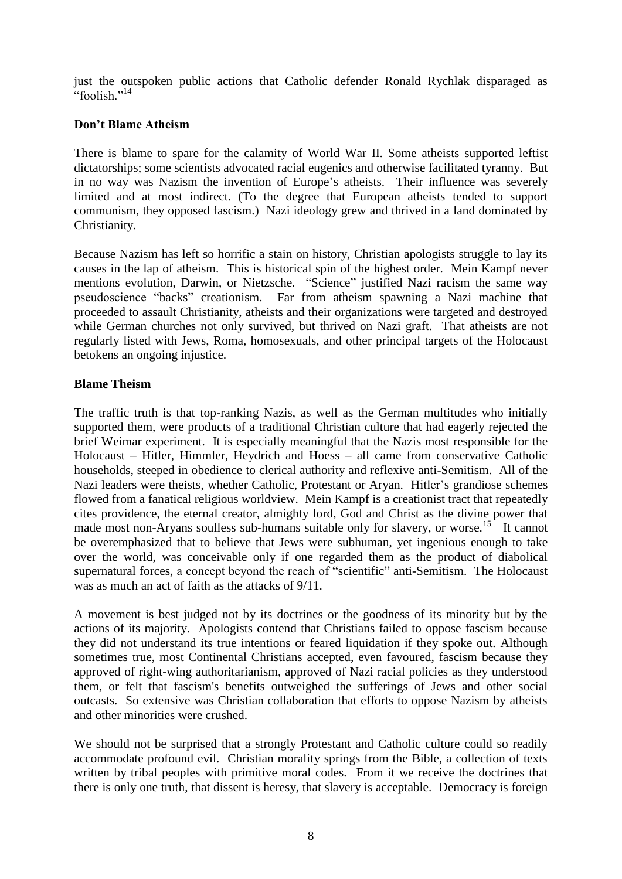just the outspoken public actions that Catholic defender Ronald Rychlak disparaged as "foolish."[14]

**Don't Blame Atheism**

There is blame to spare for the calamity of World War II. Some atheists supported leftist dictatorships; some scientists advocated racial eugenics and otherwise facilitated tyranny. But in no way was Nazism the invention of Europe's atheists. Their influence was severely limited and at most indirect. (To the degree that European atheists tended to support communism, they opposed fascism.) Nazi ideology grew and thrived in a land dominated by Christianity.

Because Nazism has left so horrific a stain on history, Christian apologists struggle to lay its causes in the lap of atheism. This is historical spin of the highest order. Mein Kampf never mentions evolution, Darwin, or Nietzsche. "Science" justified Nazi racism the same way pseudoscience "backs" creationism. Far from atheism spawning a Nazi machine that proceeded to assault Christianity, atheists and their organizations were targeted and destroyed while German churches not only survived, but thrived on Nazi graft. That atheists are not regularly listed with Jews, Roma, homosexuals, and other principal targets of the Holocaust betokens an ongoing injustice.

**Blame Theism**

The traffic truth is that top-ranking Nazis, as well as the German multitudes who initially supported them, were products of a traditional Christian culture that had eagerly rejected the brief Weimar experiment. It is especially meaningful that the Nazis most responsible for the Holocaust – Hitler, Himmler, Heydrich and Hoess – all came from conservative Catholic households, steeped in obedience to clerical authority and reflexive anti-Semitism. All of the Nazi leaders were theists, whether Catholic, Protestant or Aryan. Hitler's grandiose schemes flowed from a fanatical religious worldview. Mein Kampf is a creationist tract that repeatedly cites providence, the eternal creator, almighty lord, God and Christ as the divine power that made most non-Aryans soulless sub-humans suitable only for slavery, or worse.[15] It cannot be overemphasized that to believe that Jews were subhuman, yet ingenious enough to take over the world, was conceivable only if one regarded them as the product of diabolical supernatural forces, a concept beyond the reach of "scientific" anti-Semitism. The Holocaust was as much an act of faith as the attacks of 9/11.

A movement is best judged not by its doctrines or the goodness of its minority but by the actions of its majority. Apologists contend that Christians failed to oppose fascism because they did not understand its true intentions or feared liquidation if they spoke out. Although sometimes true, most Continental Christians accepted, even favoured, fascism because they approved of right-wing authoritarianism, approved of Nazi racial policies as they understood them, or felt that fascism's benefits outweighed the sufferings of Jews and other social outcasts. So extensive was Christian collaboration that efforts to oppose Nazism by atheists and other minorities were crushed.

We should not be surprised that a strongly Protestant and Catholic culture could so readily accommodate profound evil. Christian morality springs from the Bible, a collection of texts written by tribal peoples with primitive moral codes. From it we receive the doctrines that there is only one truth, that dissent is heresy, that slavery is acceptable. Democracy is foreign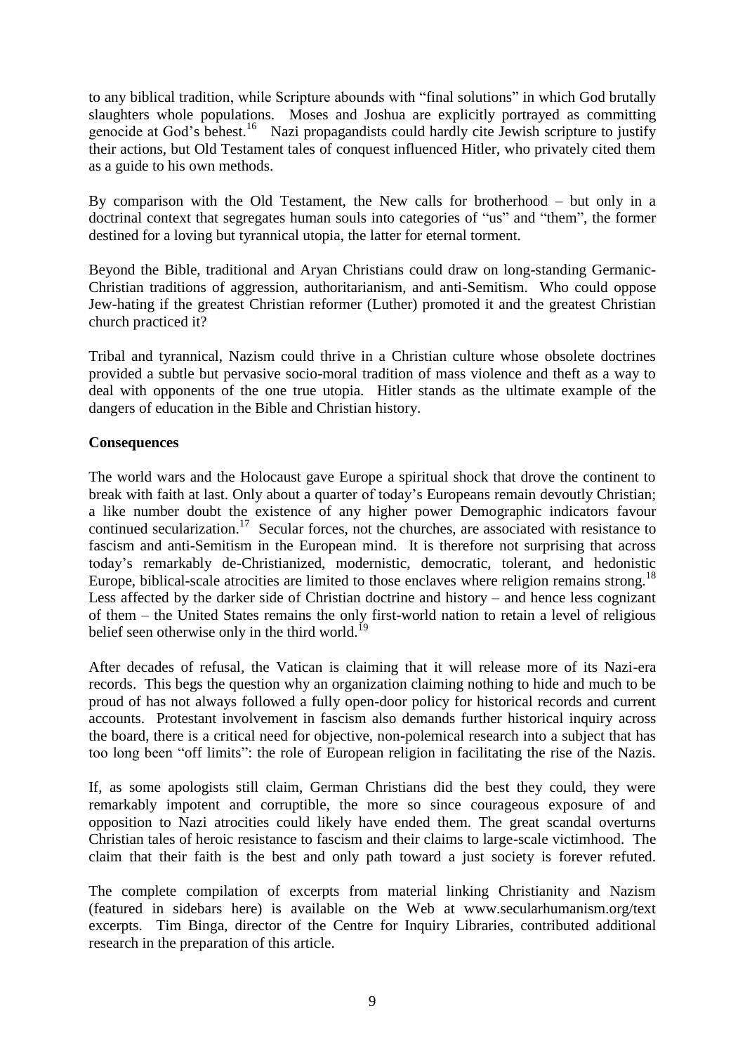to any biblical tradition, while Scripture abounds with "final solutions" in which God brutally slaughters whole populations. Moses and Joshua are explicitly portrayed as committing genocide at God's behest.[16] Nazi propagandists could hardly cite Jewish scripture to justify their actions, but Old Testament tales of conquest influenced Hitler, who privately cited them as a guide to his own methods.

By comparison with the Old Testament, the New calls for brotherhood – but only in a doctrinal context that segregates human souls into categories of "us" and "them", the former destined for a loving but tyrannical utopia, the latter for eternal torment.

Beyond the Bible, traditional and Aryan Christians could draw on long-standing Germanic-Christian traditions of aggression, authoritarianism, and anti-Semitism. Who could oppose Jew-hating if the greatest Christian reformer (Luther) promoted it and the greatest Christian church practiced it?

Tribal and tyrannical, Nazism could thrive in a Christian culture whose obsolete doctrines provided a subtle but pervasive socio-moral tradition of mass violence and theft as a way to deal with opponents of the one true utopia. Hitler stands as the ultimate example of the dangers of education in the Bible and Christian history.

**Consequences**

The world wars and the Holocaust gave Europe a spiritual shock that drove the continent to break with faith at last. Only about a quarter of today's Europeans remain devoutly Christian; a like number doubt the existence of any higher power Demographic indicators favour continued secularization.[17] Secular forces, not the churches, are associated with resistance to fascism and anti-Semitism in the European mind. It is therefore not surprising that across today's remarkably de-Christianized, modernistic, democratic, tolerant, and hedonistic Europe, biblical-scale atrocities are limited to those enclaves where religion remains strong.[18] Less affected by the darker side of Christian doctrine and history – and hence less cognizant of them – the United States remains the only first-world nation to retain a level of religious belief seen otherwise only in the third world.[19]

After decades of refusal, the Vatican is claiming that it will release more of its Nazi-era records. This begs the question why an organization claiming nothing to hide and much to be proud of has not always followed a fully open-door policy for historical records and current accounts. Protestant involvement in fascism also demands further historical inquiry across the board, there is a critical need for objective, non-polemical research into a subject that has too long been "off limits": the role of European religion in facilitating the rise of the Nazis.

If, as some apologists still claim, German Christians did the best they could, they were remarkably impotent and corruptible, the more so since courageous exposure of and opposition to Nazi atrocities could likely have ended them. The great scandal overturns Christian tales of heroic resistance to fascism and their claims to large-scale victimhood. The claim that their faith is the best and only path toward a just society is forever refuted.

The complete compilation of excerpts from material linking Christianity and Nazism (featured in sidebars here) is available on the Web at www.secularhumanism.org/text excerpts. Tim Binga, director of the Centre for Inquiry Libraries, contributed additional research in the preparation of this article.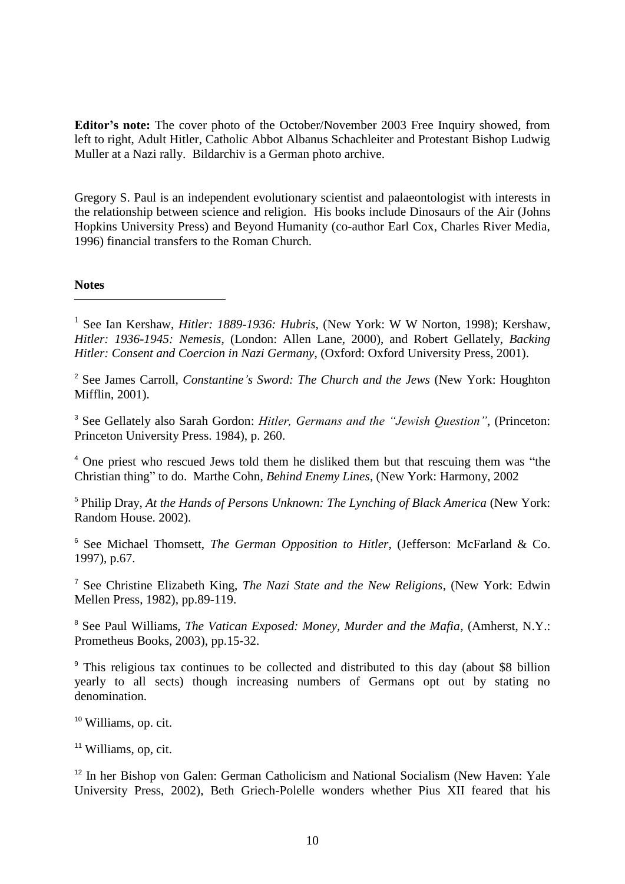**Editor's note:** The cover photo of the October/November 2003 Free Inquiry showed, from left to right, Adult Hitler, Catholic Abbot Albanus Schachleiter and Protestant Bishop Ludwig Muller at a Nazi rally. Bildarchiv is a German photo archive.

Gregory S. Paul is an independent evolutionary scientist and palaeontologist with interests in the relationship between science and religion. His books include Dinosaurs of the Air (Johns Hopkins University Press) and Beyond Humanity (co-author Earl Cox, Charles River Media, 1996) financial transfers to the Roman Church.

**Notes**

---

[1] See Ian Kershaw, *Hitler: 1889-1936: Hubris*, (New York: W W Norton, 1998); Kershaw, *Hitler: 1936-1945: Nemesis*, (London: Allen Lane, 2000), and Robert Gellately, *Backing Hitler: Consent and Coercion in Nazi Germany*, (Oxford: Oxford University Press, 2001).

[2] See James Carroll, *Constantine's Sword: The Church and the Jews* (New York: Houghton Mifflin, 2001).

[3] See Gellately also Sarah Gordon: *Hitler, Germans and the "Jewish Question"*, (Princeton: Princeton University Press. 1984), p. 260.

[4] One priest who rescued Jews told them he disliked them but that rescuing them was "the Christian thing" to do. Marthe Cohn, *Behind Enemy Lines*, (New York: Harmony, 2002

[5] Philip Dray, *At the Hands of Persons Unknown: The Lynching of Black America* (New York: Random House. 2002).

[6] See Michael Thomsett, *The German Opposition to Hitler*, (Jefferson: McFarland & Co. 1997), p.67.

[7] See Christine Elizabeth King, *The Nazi State and the New Religions*, (New York: Edwin Mellen Press, 1982), pp.89-119.

[8] See Paul Williams, *The Vatican Exposed: Money, Murder and the Mafia*, (Amherst, N.Y.: Prometheus Books, 2003), pp.15-32.

[9] This religious tax continues to be collected and distributed to this day (about $8 billion yearly to all sects) though increasing numbers of Germans opt out by stating no denomination.

[10] Williams, op. cit.

[11] Williams, op, cit.

[12] In her Bishop von Galen: German Catholicism and National Socialism (New Haven: Yale University Press, 2002), Beth Griech-Polelle wonders whether Pius XII feared that his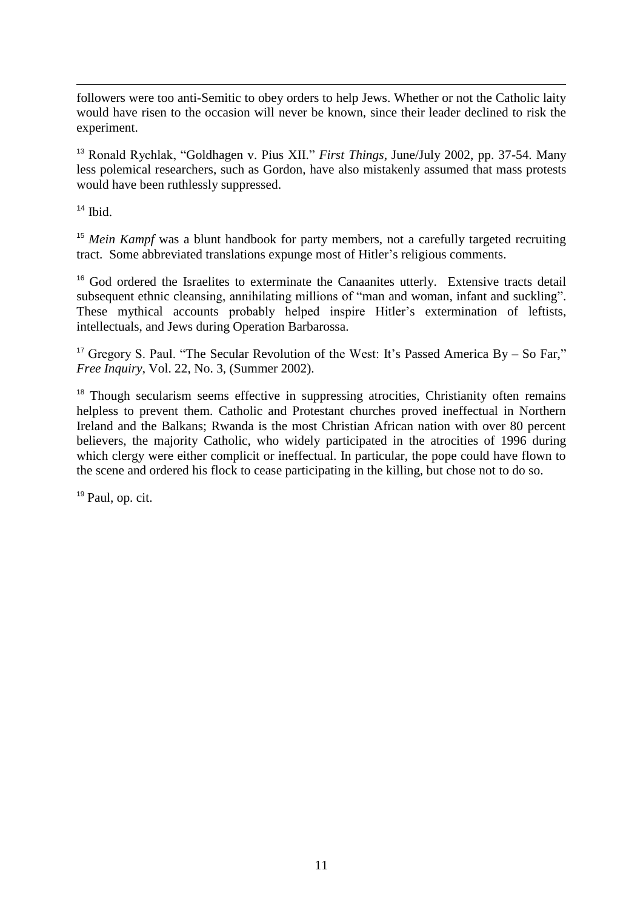followers were too anti-Semitic to obey orders to help Jews. Whether or not the Catholic laity would have risen to the occasion will never be known, since their leader declined to risk the experiment.

[13] Ronald Rychlak, "Goldhagen v. Pius XII." *First Things*, June/July 2002, pp. 37-54. Many less polemical researchers, such as Gordon, have also mistakenly assumed that mass protests would have been ruthlessly suppressed.

[14] Ibid.

[15] *Mein Kampf* was a blunt handbook for party members, not a carefully targeted recruiting tract. Some abbreviated translations expunge most of Hitler's religious comments.

[16] God ordered the Israelites to exterminate the Canaanites utterly. Extensive tracts detail subsequent ethnic cleansing, annihilating millions of "man and woman, infant and suckling". These mythical accounts probably helped inspire Hitler's extermination of leftists, intellectuals, and Jews during Operation Barbarossa.

[17] Gregory S. Paul. "The Secular Revolution of the West: It's Passed America By – So Far," *Free Inquiry*, Vol. 22, No. 3, (Summer 2002).

[18] Though secularism seems effective in suppressing atrocities, Christianity often remains helpless to prevent them. Catholic and Protestant churches proved ineffectual in Northern Ireland and the Balkans; Rwanda is the most Christian African nation with over 80 percent believers, the majority Catholic, who widely participated in the atrocities of 1996 during which clergy were either complicit or ineffectual. In particular, the pope could have flown to the scene and ordered his flock to cease participating in the killing, but chose not to do so.

[19] Paul, op. cit.